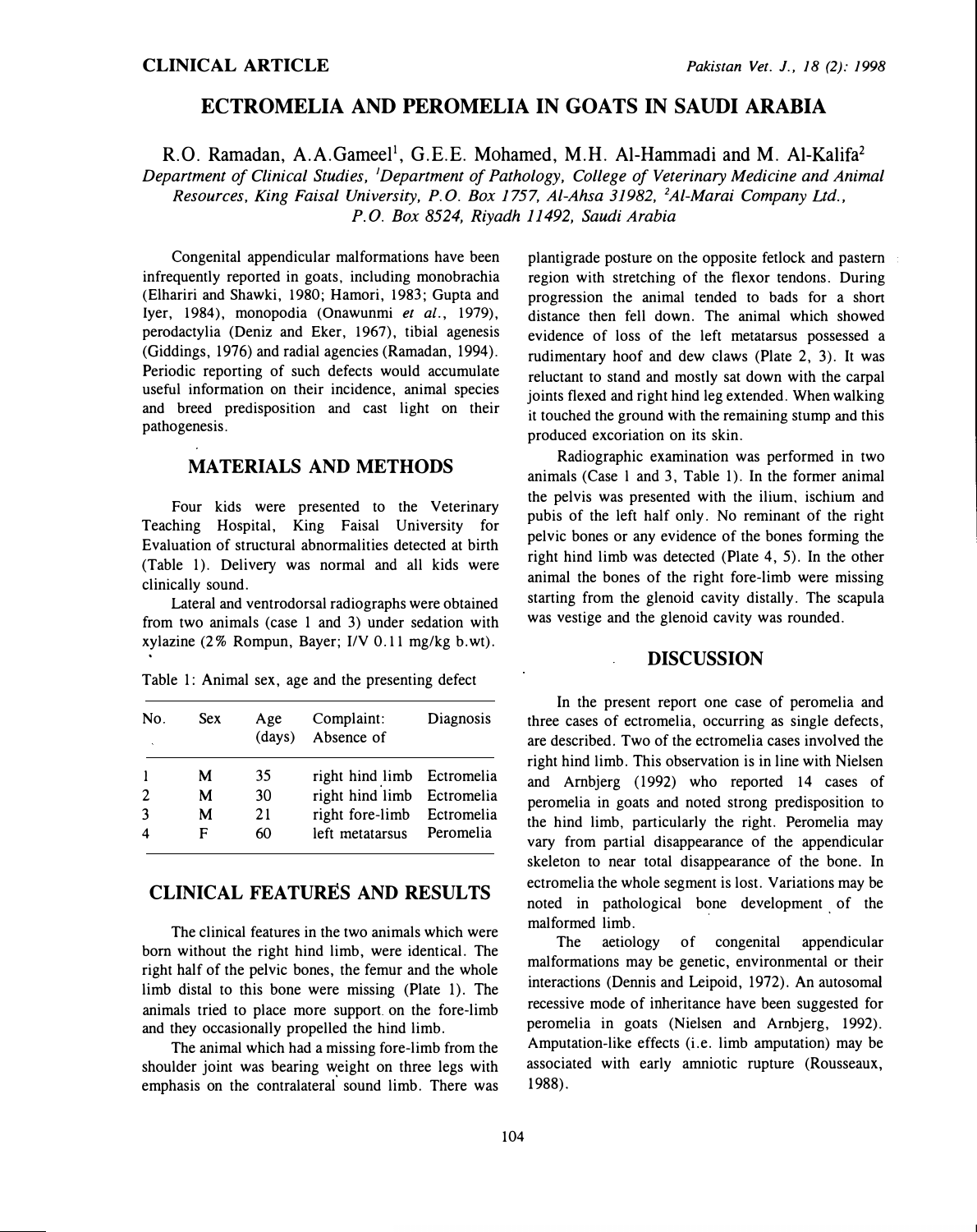CLINICAL ARTICLE

# ECTROMELIA AND PEROMELIA IN GOATS IN SAUDI ARABIA

R.O. Ramadan, A.A.Gameel[1], G.E.E. Mohamed, M.H. Al-Hammadi and M. Al-Kalifa[2]

*Department of Clinical Studies, [1]Department of Pathology, College of Veterinary Medicine and Animal Resources, King Faisal University, P.O. Box 1757, Al-Ahsa 31982, [2]Al-Marai Company Ltd., P.O. Box 8524, Riyadh 11492, Saudi Arabia*

Congenital appendicular malformations have been infrequently reported in goats, including monobrachia (Elhariri and Shawki, 1980; Hamori, 1983; Gupta and Iyer, 1984), monopodia (Onawunmi *et al.*, 1979), perodactylia (Deniz and Eker, 1967), tibial agenesis (Giddings, 1976) and radial agencies (Ramadan, 1994). Periodic reporting of such defects would accumulate useful information on their incidence, animal species and breed predisposition and cast light on their pathogenesis.

## MATERIALS AND METHODS

Four kids were presented to the Veterinary Teaching Hospital, King Faisal University for Evaluation of structural abnormalities detected at birth (Table 1). Delivery was normal and all kids were clinically sound.

Lateral and ventrodorsal radiographs were obtained from two animals (case 1 and 3) under sedation with xylazine (2% Rompun, Bayer; I/V 0.11 mg/kg b.wt).

Table 1: Animal sex, age and the presenting defect

| No. | Sex | Age (days) | Complaint: Absence of | Diagnosis |
|---|---|---|---|---|
| 1 | M | 35 | right hind limb | Ectromelia |
| 2 | M | 30 | right hind limb | Ectromelia |
| 3 | M | 21 | right fore-limb | Ectromelia |
| 4 | F | 60 | left metatarsus | Peromelia |

## CLINICAL FEATURES AND RESULTS

The clinical features in the two animals which were born without the right hind limb, were identical. The right half of the pelvic bones, the femur and the whole limb distal to this bone were missing (Plate 1). The animals tried to place more support on the fore-limb and they occasionally propelled the hind limb.

The animal which had a missing fore-limb from the shoulder joint was bearing weight on three legs with emphasis on the contralateral sound limb. There was plantigrade posture on the opposite fetlock and pastern region with stretching of the flexor tendons. During progression the animal tended to bads for a short distance then fell down. The animal which showed evidence of loss of the left metatarsus possessed a rudimentary hoof and dew claws (Plate 2, 3). It was reluctant to stand and mostly sat down with the carpal joints flexed and right hind leg extended. When walking it touched the ground with the remaining stump and this produced excoriation on its skin.

Radiographic examination was performed in two animals (Case 1 and 3, Table 1). In the former animal the pelvis was presented with the ilium, ischium and pubis of the left half only. No reminant of the right pelvic bones or any evidence of the bones forming the right hind limb was detected (Plate 4, 5). In the other animal the bones of the right fore-limb were missing starting from the glenoid cavity distally. The scapula was vestige and the glenoid cavity was rounded.

## DISCUSSION

In the present report one case of peromelia and three cases of ectromelia, occurring as single defects, are described. Two of the ectromelia cases involved the right hind limb. This observation is in line with Nielsen and Arnbjerg (1992) who reported 14 cases of peromelia in goats and noted strong predisposition to the hind limb, particularly the right. Peromelia may vary from partial disappearance of the appendicular skeleton to near total disappearance of the bone. In ectromelia the whole segment is lost. Variations may be noted in pathological bone development of the malformed limb.

The aetiology of congenital appendicular malformations may be genetic, environmental or their interactions (Dennis and Leipoid, 1972). An autosomal recessive mode of inheritance have been suggested for peromelia in goats (Nielsen and Arnbjerg, 1992). Amputation-like effects (i.e. limb amputation) may be associated with early amniotic rupture (Rousseaux, 1988).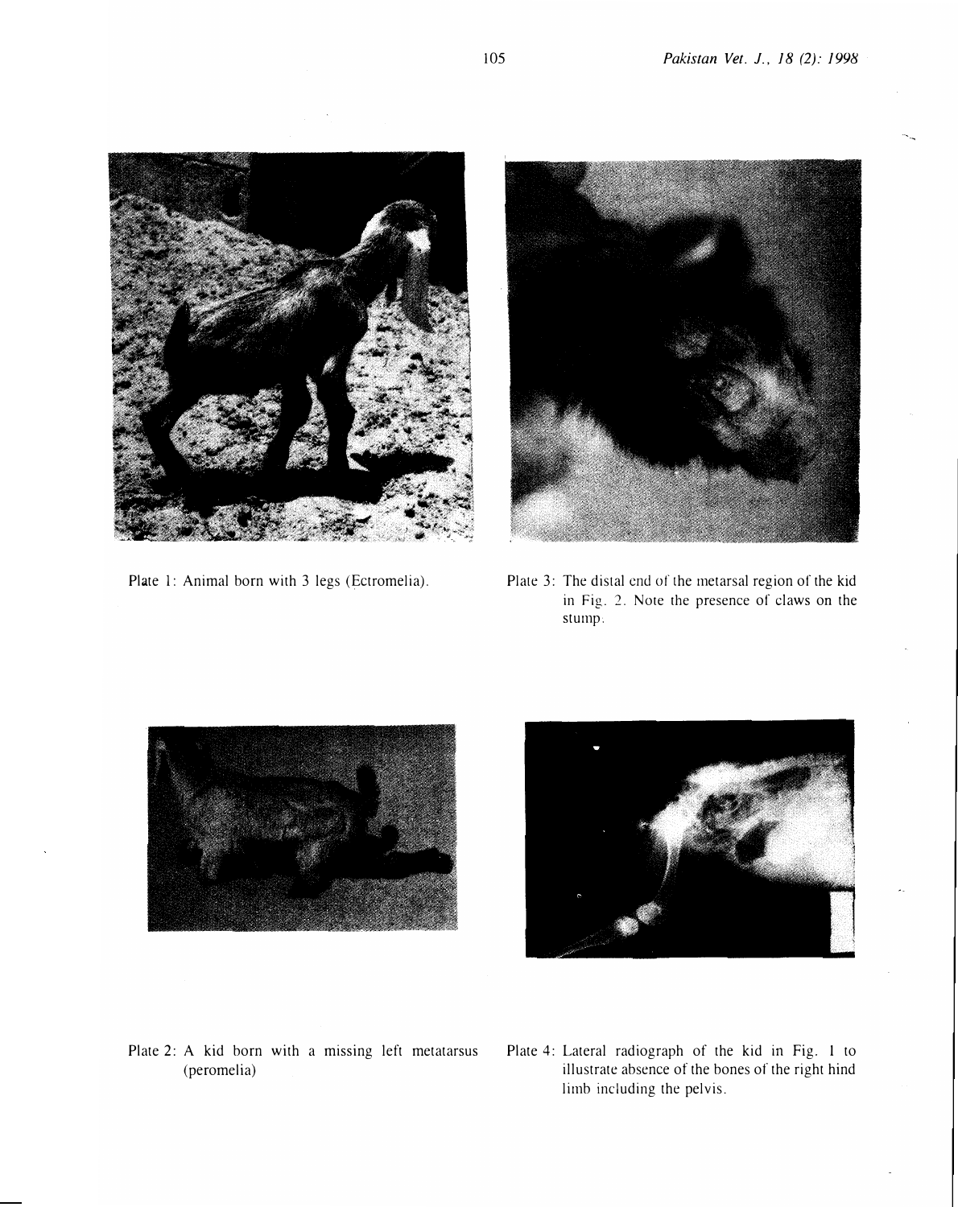Plate 1: Animal born with 3 legs (Ectromelia).

Plate 3: The distal end of the metarsal region of the kid in Fig. 2. Note the presence of claws on the stump.

Plate 2: A kid born with a missing left metatarsus (peromelia)

Plate 4: Lateral radiograph of the kid in Fig. 1 to illustrate absence of the bones of the right hind limb including the pelvis.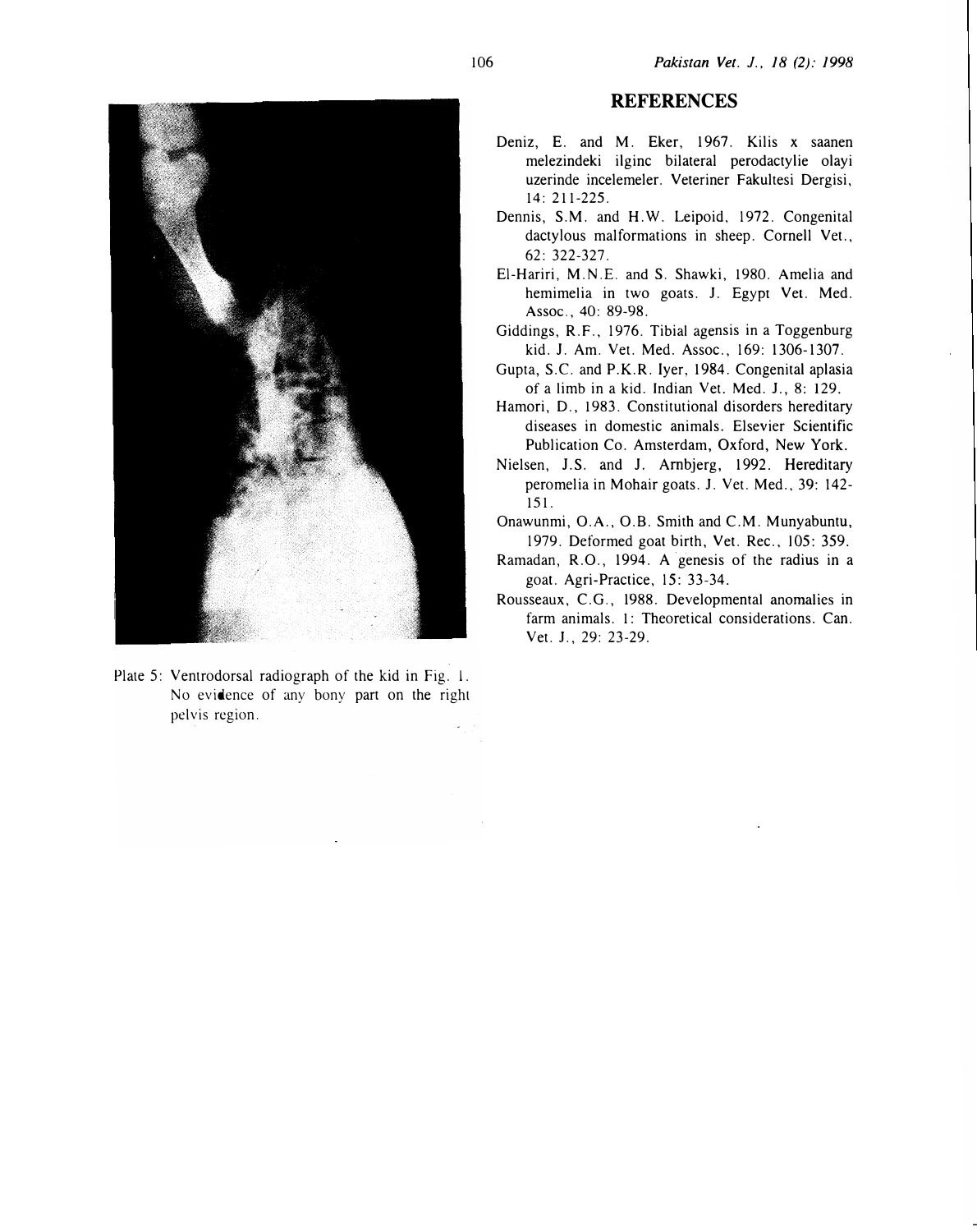Plate 5: Ventrodorsal radiograph of the kid in Fig. 1. No evidence of any bony part on the right pelvis region.

## REFERENCES

Deniz, E. and M. Eker, 1967. Kilis x saanen melezindeki ilginc bilateral perodactylie olayi uzerinde incelemeler. Veteriner Fakultesi Dergisi, 14: 211-225.

Dennis, S.M. and H.W. Leipoid, 1972. Congenital dactylous malformations in sheep. Cornell Vet., 62: 322-327.

El-Hariri, M.N.E. and S. Shawki, 1980. Amelia and hemimelia in two goats. J. Egypt Vet. Med. Assoc., 40: 89-98.

Giddings, R.F., 1976. Tibial agensis in a Toggenburg kid. J. Am. Vet. Med. Assoc., 169: 1306-1307.

Gupta, S.C. and P.K.R. Iyer, 1984. Congenital aplasia of a limb in a kid. Indian Vet. Med. J., 8: 129.

Hamori, D., 1983. Constitutional disorders hereditary diseases in domestic animals. Elsevier Scientific Publication Co. Amsterdam, Oxford, New York.

Nielsen, J.S. and J. Arnbjerg, 1992. Hereditary peromelia in Mohair goats. J. Vet. Med., 39: 142-151.

Onawunmi, O.A., O.B. Smith and C.M. Munyabuntu, 1979. Deformed goat birth, Vet. Rec., 105: 359.

Ramadan, R.O., 1994. A genesis of the radius in a goat. Agri-Practice, 15: 33-34.

Rousseaux, C.G., 1988. Developmental anomalies in farm animals. 1: Theoretical considerations. Can. Vet. J., 29: 23-29.